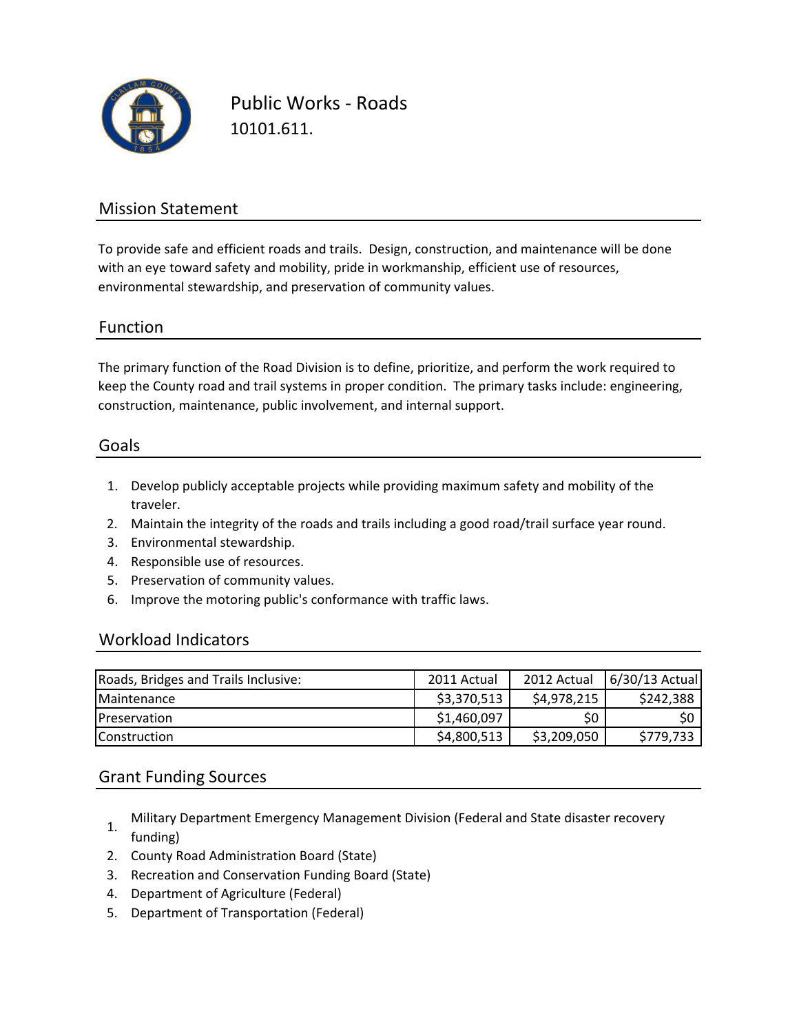# Public Works - Roads

10101.611.

## Mission Statement

To provide safe and efficient roads and trails. Design, construction, and maintenance will be done with an eye toward safety and mobility, pride in workmanship, efficient use of resources, environmental stewardship, and preservation of community values.

## Function

The primary function of the Road Division is to define, prioritize, and perform the work required to keep the County road and trail systems in proper condition. The primary tasks include: engineering, construction, maintenance, public involvement, and internal support.

## Goals

1. Develop publicly acceptable projects while providing maximum safety and mobility of the traveler.
2. Maintain the integrity of the roads and trails including a good road/trail surface year round.
3. Environmental stewardship.
4. Responsible use of resources.
5. Preservation of community values.
6. Improve the motoring public's conformance with traffic laws.

## Workload Indicators

| Roads, Bridges and Trails Inclusive: | 2011 Actual | 2012 Actual | 6/30/13 Actual |
|---|---|---|---|
| Maintenance | $3,370,513 | $4,978,215 | $242,388 |
| Preservation | $1,460,097 | $0 | $0 |
| Construction | $4,800,513 | $3,209,050 | $779,733 |

## Grant Funding Sources

1. Military Department Emergency Management Division (Federal and State disaster recovery funding)
2. County Road Administration Board (State)
3. Recreation and Conservation Funding Board (State)
4. Department of Agriculture (Federal)
5. Department of Transportation (Federal)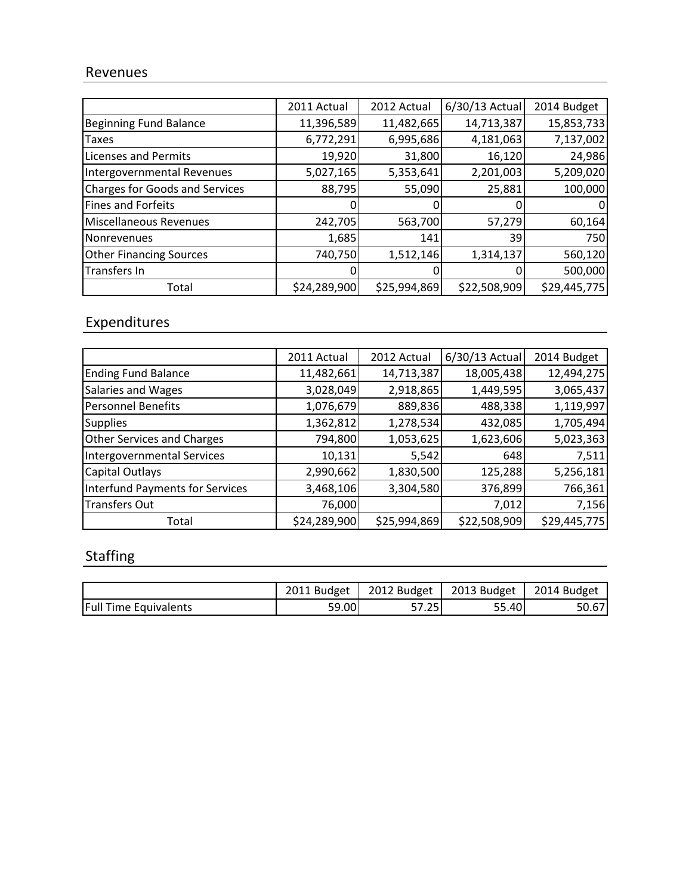## Revenues

| | 2011 Actual | 2012 Actual | 6/30/13 Actual | 2014 Budget |
|---|---|---|---|---|
| Beginning Fund Balance | 11,396,589 | 11,482,665 | 14,713,387 | 15,853,733 |
| Taxes | 6,772,291 | 6,995,686 | 4,181,063 | 7,137,002 |
| Licenses and Permits | 19,920 | 31,800 | 16,120 | 24,986 |
| Intergovernmental Revenues | 5,027,165 | 5,353,641 | 2,201,003 | 5,209,020 |
| Charges for Goods and Services | 88,795 | 55,090 | 25,881 | 100,000 |
| Fines and Forfeits | 0 | 0 | 0 | 0 |
| Miscellaneous Revenues | 242,705 | 563,700 | 57,279 | 60,164 |
| Nonrevenues | 1,685 | 141 | 39 | 750 |
| Other Financing Sources | 740,750 | 1,512,146 | 1,314,137 | 560,120 |
| Transfers In | 0 | 0 | 0 | 500,000 |
| Total | $24,289,900 | $25,994,869 | $22,508,909 | $29,445,775 |

## Expenditures

| | 2011 Actual | 2012 Actual | 6/30/13 Actual | 2014 Budget |
|---|---|---|---|---|
| Ending Fund Balance | 11,482,661 | 14,713,387 | 18,005,438 | 12,494,275 |
| Salaries and Wages | 3,028,049 | 2,918,865 | 1,449,595 | 3,065,437 |
| Personnel Benefits | 1,076,679 | 889,836 | 488,338 | 1,119,997 |
| Supplies | 1,362,812 | 1,278,534 | 432,085 | 1,705,494 |
| Other Services and Charges | 794,800 | 1,053,625 | 1,623,606 | 5,023,363 |
| Intergovernmental Services | 10,131 | 5,542 | 648 | 7,511 |
| Capital Outlays | 2,990,662 | 1,830,500 | 125,288 | 5,256,181 |
| Interfund Payments for Services | 3,468,106 | 3,304,580 | 376,899 | 766,361 |
| Transfers Out | 76,000 | | 7,012 | 7,156 |
| Total | $24,289,900 | $25,994,869 | $22,508,909 | $29,445,775 |

## Staffing

| | 2011 Budget | 2012 Budget | 2013 Budget | 2014 Budget |
|---|---|---|---|---|
| Full Time Equivalents | 59.00 | 57.25 | 55.40 | 50.67 |